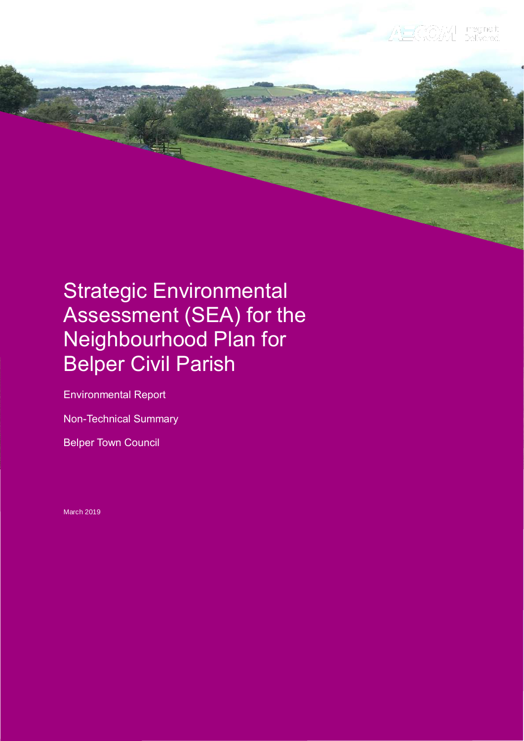# Strategic Environmental Assessment (SEA) for the Neighbourhood Plan for Belper Civil Parish

Environmental Report

Non-Technical Summary

Belper Town Council

March 2019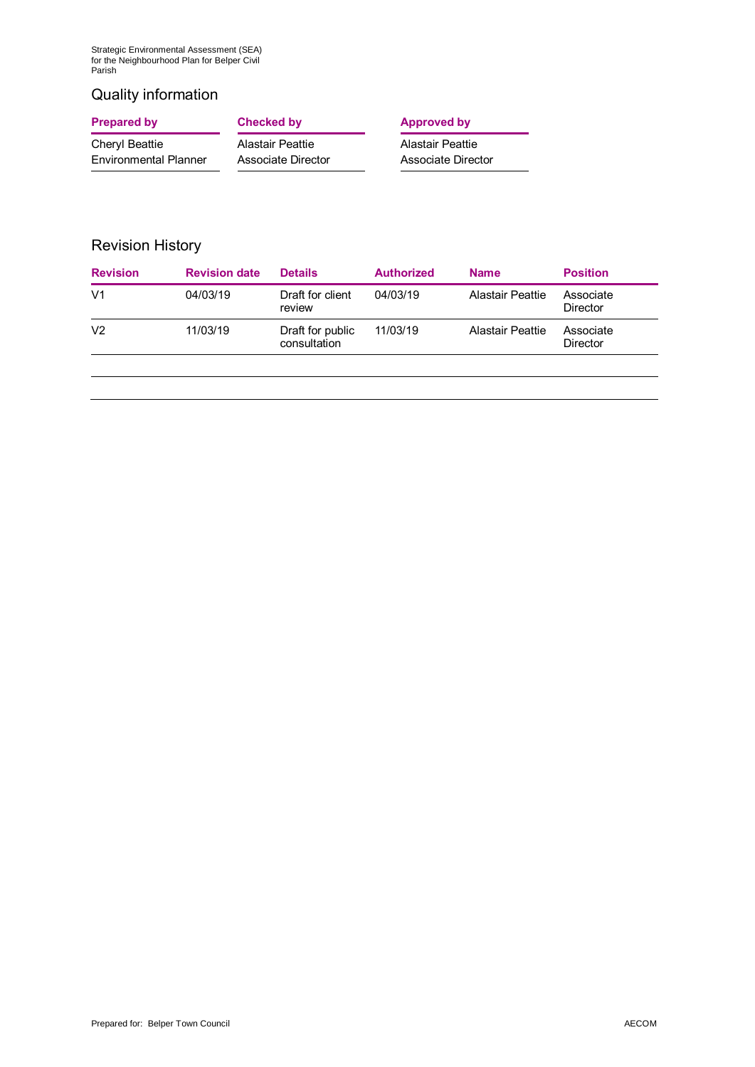## Quality information

| Prepared by | Checked by | Approved by |
|---|---|---|
| Cheryl Beattie<br>Environmental Planner | Alastair Peattie<br>Associate Director | Alastair Peattie<br>Associate Director |

## Revision History

| Revision | Revision date | Details | Authorized | Name | Position |
|---|---|---|---|---|---|
| V1 | 04/03/19 | Draft for client review | 04/03/19 | Alastair Peattie | Associate Director |
| V2 | 11/03/19 | Draft for public consultation | 11/03/19 | Alastair Peattie | Associate Director |
| | | | | | |
| | | | | | |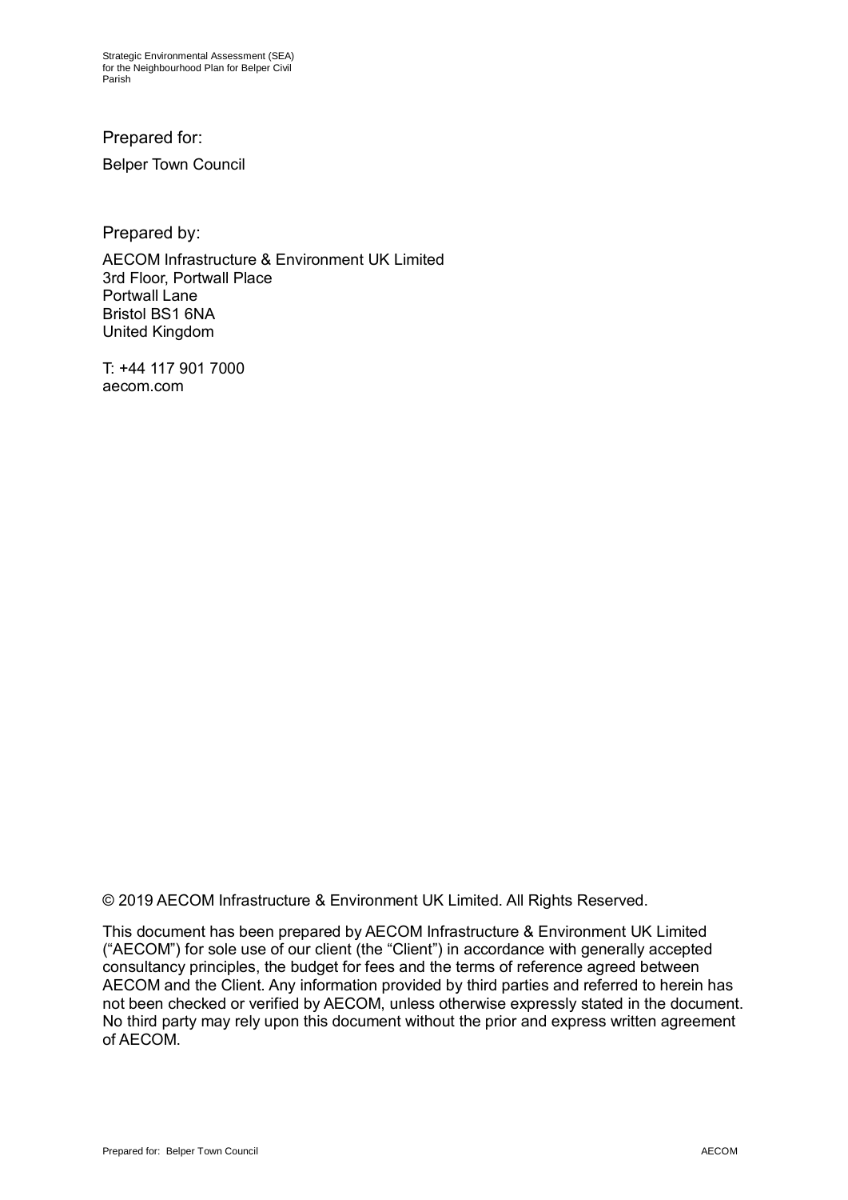Prepared for:

Belper Town Council

Prepared by:

AECOM Infrastructure & Environment UK Limited
3rd Floor, Portwall Place
Portwall Lane
Bristol BS1 6NA
United Kingdom

T: +44 117 901 7000
aecom.com

© 2019 AECOM Infrastructure & Environment UK Limited. All Rights Reserved.

This document has been prepared by AECOM Infrastructure & Environment UK Limited ("AECOM") for sole use of our client (the "Client") in accordance with generally accepted consultancy principles, the budget for fees and the terms of reference agreed between AECOM and the Client. Any information provided by third parties and referred to herein has not been checked or verified by AECOM, unless otherwise expressly stated in the document. No third party may rely upon this document without the prior and express written agreement of AECOM.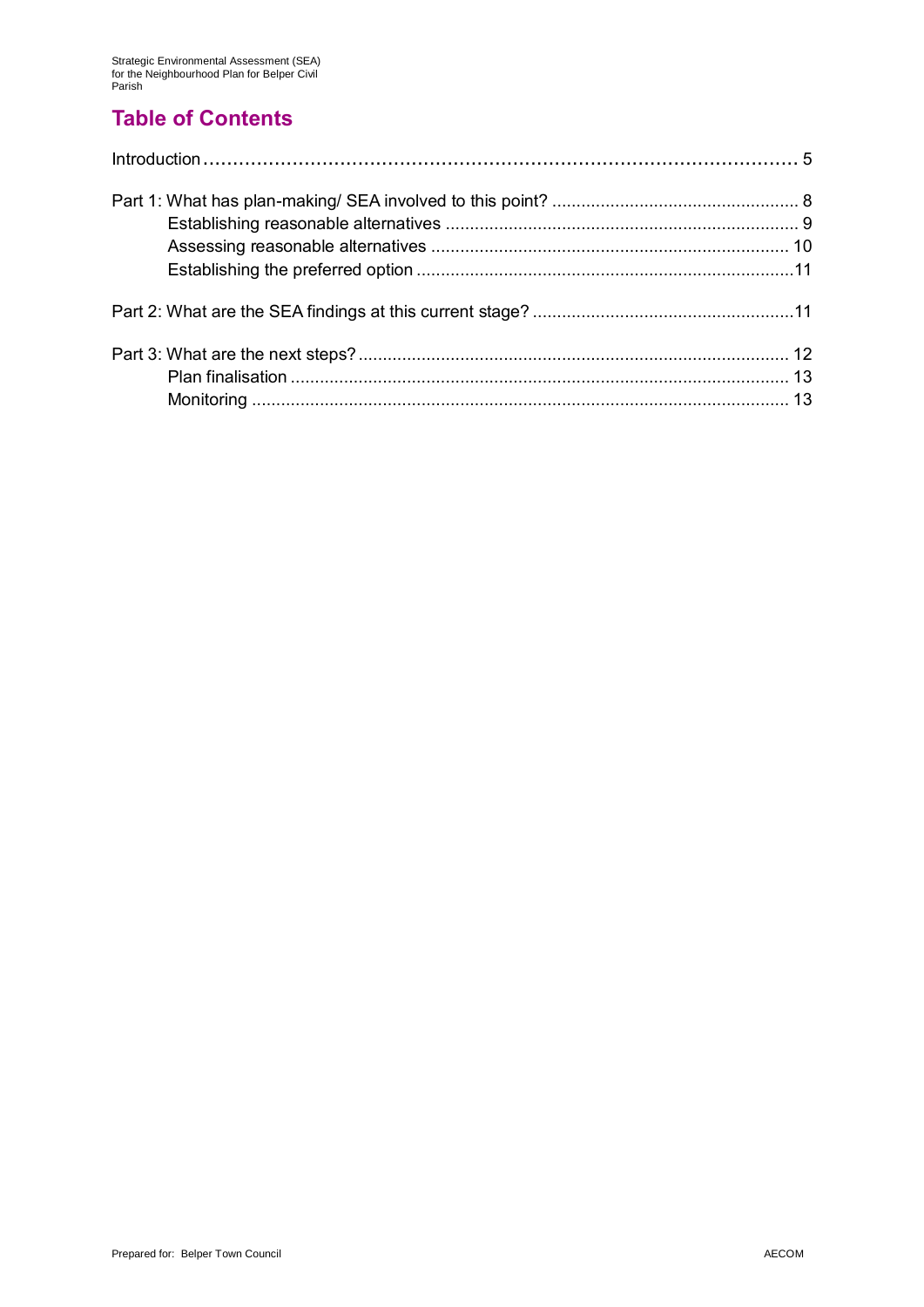## Table of Contents

Introduction ........................................................................................ 5

Part 1: What has plan-making/ SEA involved to this point? ................................................ 8
- Establishing reasonable alternatives ........................................................................ 9
- Assessing reasonable alternatives ......................................................................... 10
- Establishing the preferred option ...........................................................................11

Part 2: What are the SEA findings at this current stage? ...................................................11

Part 3: What are the next steps? ....................................................................................... 12
- Plan finalisation ..................................................................................................... 13
- Monitoring ............................................................................................................. 13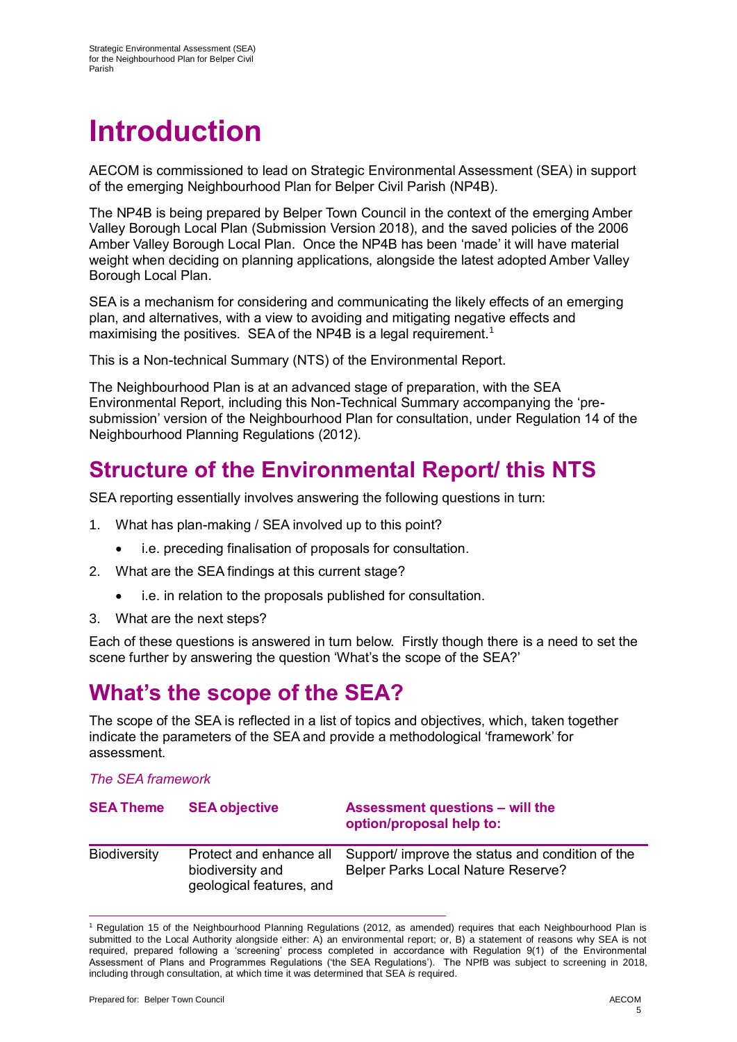# Introduction

AECOM is commissioned to lead on Strategic Environmental Assessment (SEA) in support of the emerging Neighbourhood Plan for Belper Civil Parish (NP4B).

The NP4B is being prepared by Belper Town Council in the context of the emerging Amber Valley Borough Local Plan (Submission Version 2018), and the saved policies of the 2006 Amber Valley Borough Local Plan. Once the NP4B has been 'made' it will have material weight when deciding on planning applications, alongside the latest adopted Amber Valley Borough Local Plan.

SEA is a mechanism for considering and communicating the likely effects of an emerging plan, and alternatives, with a view to avoiding and mitigating negative effects and maximising the positives. SEA of the NP4B is a legal requirement.[1]

This is a Non-technical Summary (NTS) of the Environmental Report.

The Neighbourhood Plan is at an advanced stage of preparation, with the SEA Environmental Report, including this Non-Technical Summary accompanying the 'pre-submission' version of the Neighbourhood Plan for consultation, under Regulation 14 of the Neighbourhood Planning Regulations (2012).

## Structure of the Environmental Report/ this NTS

SEA reporting essentially involves answering the following questions in turn:

1. What has plan-making / SEA involved up to this point?
   - i.e. preceding finalisation of proposals for consultation.
2. What are the SEA findings at this current stage?
   - i.e. in relation to the proposals published for consultation.
3. What are the next steps?

Each of these questions is answered in turn below. Firstly though there is a need to set the scene further by answering the question 'What's the scope of the SEA?'

## What's the scope of the SEA?

The scope of the SEA is reflected in a list of topics and objectives, which, taken together indicate the parameters of the SEA and provide a methodological 'framework' for assessment.

*The SEA framework*

| SEA Theme | SEA objective | Assessment questions – will the option/proposal help to: |
|---|---|---|
| Biodiversity | Protect and enhance all biodiversity and geological features, and | Support/ improve the status and condition of the Belper Parks Local Nature Reserve? |

[1] Regulation 15 of the Neighbourhood Planning Regulations (2012, as amended) requires that each Neighbourhood Plan is submitted to the Local Authority alongside either: A) an environmental report; or, B) a statement of reasons why SEA is not required, prepared following a 'screening' process completed in accordance with Regulation 9(1) of the Environmental Assessment of Plans and Programmes Regulations ('the SEA Regulations'). The NPfB was subject to screening in 2018, including through consultation, at which time it was determined that SEA *is* required.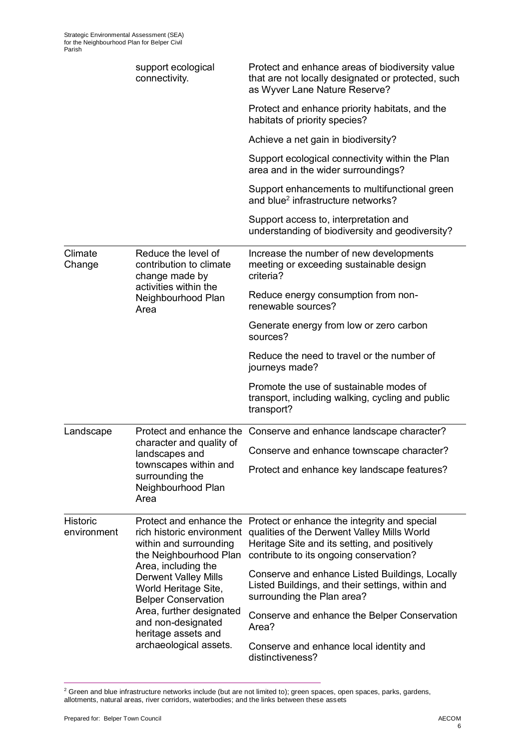| | | |
|---|---|---|
| | support ecological connectivity. | Protect and enhance areas of biodiversity value that are not locally designated or protected, such as Wyver Lane Nature Reserve? |
| | | Protect and enhance priority habitats, and the habitats of priority species? |
| | | Achieve a net gain in biodiversity? |
| | | Support ecological connectivity within the Plan area and in the wider surroundings? |
| | | Support enhancements to multifunctional green and blue[2] infrastructure networks? |
| | | Support access to, interpretation and understanding of biodiversity and geodiversity? |
| Climate Change | Reduce the level of contribution to climate change made by activities within the Neighbourhood Plan Area | Increase the number of new developments meeting or exceeding sustainable design criteria? |
| | | Reduce energy consumption from non-renewable sources? |
| | | Generate energy from low or zero carbon sources? |
| | | Reduce the need to travel or the number of journeys made? |
| | | Promote the use of sustainable modes of transport, including walking, cycling and public transport? |
| Landscape | Protect and enhance the character and quality of landscapes and townscapes within and surrounding the Neighbourhood Plan Area | Conserve and enhance landscape character? |
| | | Conserve and enhance townscape character? |
| | | Protect and enhance key landscape features? |
| Historic environment | Protect and enhance the rich historic environment within and surrounding the Neighbourhood Plan Area, including the Derwent Valley Mills World Heritage Site, Belper Conservation Area, further designated and non-designated heritage assets and archaeological assets. | Protect or enhance the integrity and special qualities of the Derwent Valley Mills World Heritage Site and its setting, and positively contribute to its ongoing conservation? |
| | | Conserve and enhance Listed Buildings, Locally Listed Buildings, and their settings, within and surrounding the Plan area? |
| | | Conserve and enhance the Belper Conservation Area? |
| | | Conserve and enhance local identity and distinctiveness? |

[2] Green and blue infrastructure networks include (but are not limited to); green spaces, open spaces, parks, gardens, allotments, natural areas, river corridors, waterbodies; and the links between these assets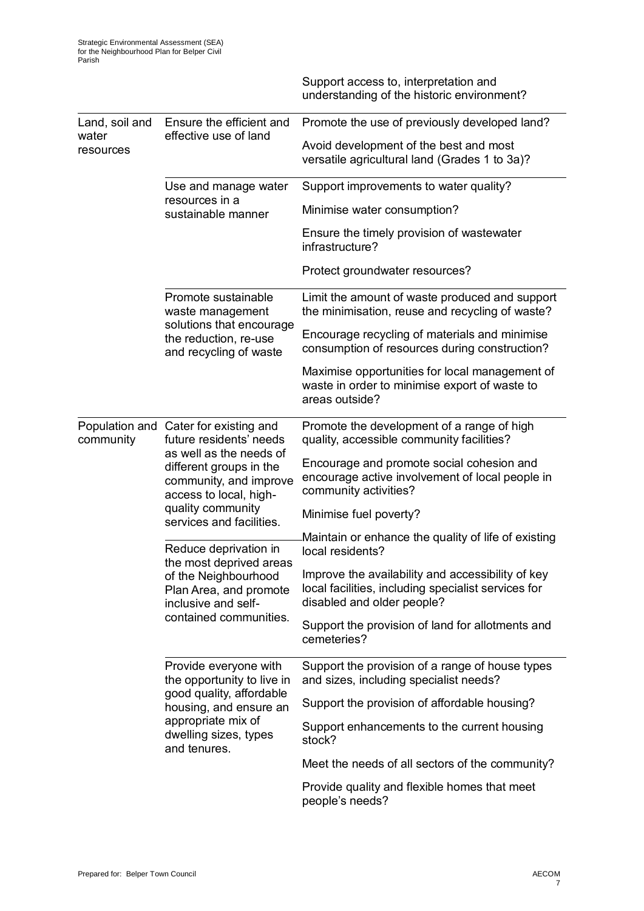| | | |
|---|---|---|
| | | Support access to, interpretation and understanding of the historic environment? |
| Land, soil and water resources | Ensure the efficient and effective use of land | Promote the use of previously developed land? |
| | | Avoid development of the best and most versatile agricultural land (Grades 1 to 3a)? |
| | Use and manage water resources in a sustainable manner | Support improvements to water quality? |
| | | Minimise water consumption? |
| | | Ensure the timely provision of wastewater infrastructure? |
| | | Protect groundwater resources? |
| | Promote sustainable waste management solutions that encourage the reduction, re-use and recycling of waste | Limit the amount of waste produced and support the minimisation, reuse and recycling of waste? |
| | | Encourage recycling of materials and minimise consumption of resources during construction? |
| | | Maximise opportunities for local management of waste in order to minimise export of waste to areas outside? |
| Population and community | Cater for existing and future residents' needs as well as the needs of different groups in the community, and improve access to local, high-quality community services and facilities. | Promote the development of a range of high quality, accessible community facilities? |
| | | Encourage and promote social cohesion and encourage active involvement of local people in community activities? |
| | | Minimise fuel poverty? |
| | Reduce deprivation in the most deprived areas of the Neighbourhood Plan Area, and promote inclusive and self-contained communities. | Maintain or enhance the quality of life of existing local residents? |
| | | Improve the availability and accessibility of key local facilities, including specialist services for disabled and older people? |
| | | Support the provision of land for allotments and cemeteries? |
| | Provide everyone with the opportunity to live in good quality, affordable housing, and ensure an appropriate mix of dwelling sizes, types and tenures. | Support the provision of a range of house types and sizes, including specialist needs? |
| | | Support the provision of affordable housing? |
| | | Support enhancements to the current housing stock? |
| | | Meet the needs of all sectors of the community? |
| | | Provide quality and flexible homes that meet people's needs? |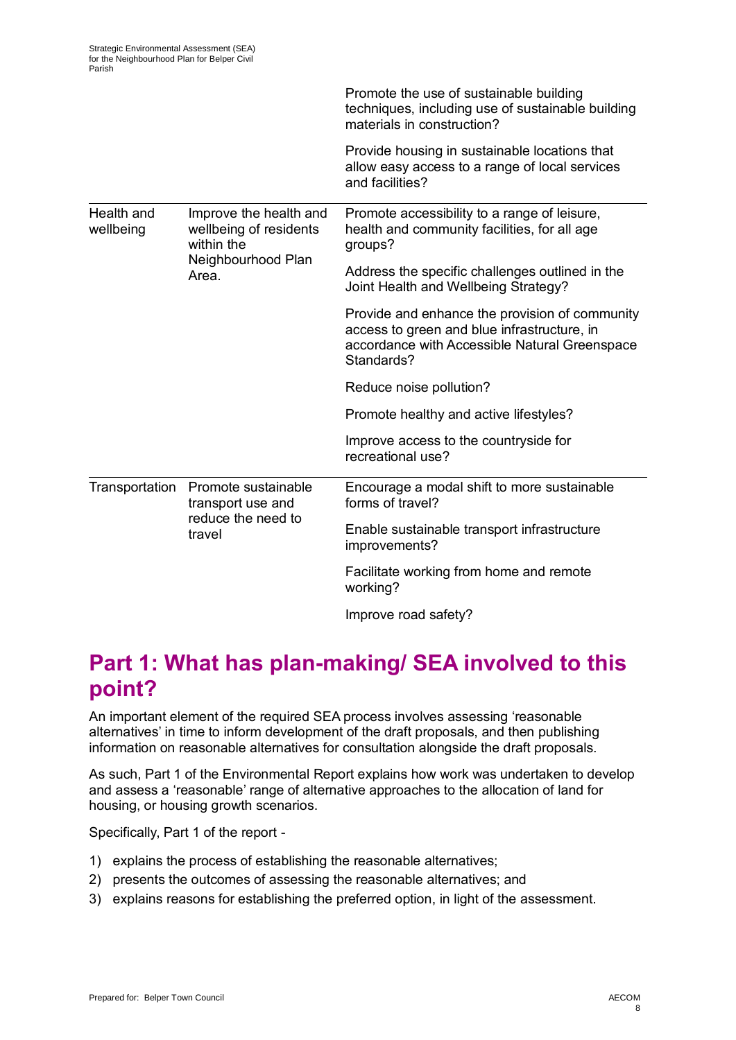| | | |
|---|---|---|
| | | Promote the use of sustainable building techniques, including use of sustainable building materials in construction? |
| | | Provide housing in sustainable locations that allow easy access to a range of local services and facilities? |
| Health and wellbeing | Improve the health and wellbeing of residents within the Neighbourhood Plan Area. | Promote accessibility to a range of leisure, health and community facilities, for all age groups? |
| | | Address the specific challenges outlined in the Joint Health and Wellbeing Strategy? |
| | | Provide and enhance the provision of community access to green and blue infrastructure, in accordance with Accessible Natural Greenspace Standards? |
| | | Reduce noise pollution? |
| | | Promote healthy and active lifestyles? |
| | | Improve access to the countryside for recreational use? |
| Transportation | Promote sustainable transport use and reduce the need to travel | Encourage a modal shift to more sustainable forms of travel? |
| | | Enable sustainable transport infrastructure improvements? |
| | | Facilitate working from home and remote working? |
| | | Improve road safety? |

# Part 1: What has plan-making/ SEA involved to this point?

An important element of the required SEA process involves assessing 'reasonable alternatives' in time to inform development of the draft proposals, and then publishing information on reasonable alternatives for consultation alongside the draft proposals.

As such, Part 1 of the Environmental Report explains how work was undertaken to develop and assess a 'reasonable' range of alternative approaches to the allocation of land for housing, or housing growth scenarios.

Specifically, Part 1 of the report -

1) explains the process of establishing the reasonable alternatives;
2) presents the outcomes of assessing the reasonable alternatives; and
3) explains reasons for establishing the preferred option, in light of the assessment.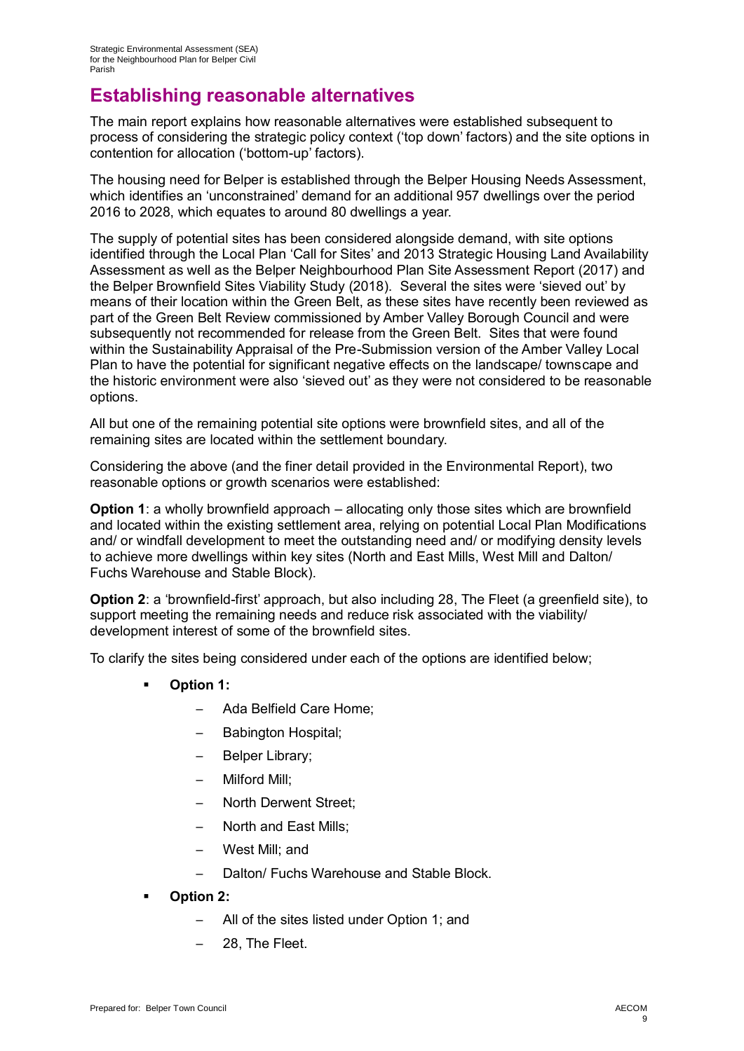# Establishing reasonable alternatives

The main report explains how reasonable alternatives were established subsequent to process of considering the strategic policy context ('top down' factors) and the site options in contention for allocation ('bottom-up' factors).

The housing need for Belper is established through the Belper Housing Needs Assessment, which identifies an 'unconstrained' demand for an additional 957 dwellings over the period 2016 to 2028, which equates to around 80 dwellings a year.

The supply of potential sites has been considered alongside demand, with site options identified through the Local Plan 'Call for Sites' and 2013 Strategic Housing Land Availability Assessment as well as the Belper Neighbourhood Plan Site Assessment Report (2017) and the Belper Brownfield Sites Viability Study (2018). Several the sites were 'sieved out' by means of their location within the Green Belt, as these sites have recently been reviewed as part of the Green Belt Review commissioned by Amber Valley Borough Council and were subsequently not recommended for release from the Green Belt. Sites that were found within the Sustainability Appraisal of the Pre-Submission version of the Amber Valley Local Plan to have the potential for significant negative effects on the landscape/ townscape and the historic environment were also 'sieved out' as they were not considered to be reasonable options.

All but one of the remaining potential site options were brownfield sites, and all of the remaining sites are located within the settlement boundary.

Considering the above (and the finer detail provided in the Environmental Report), two reasonable options or growth scenarios were established:

**Option 1**: a wholly brownfield approach – allocating only those sites which are brownfield and located within the existing settlement area, relying on potential Local Plan Modifications and/ or windfall development to meet the outstanding need and/ or modifying density levels to achieve more dwellings within key sites (North and East Mills, West Mill and Dalton/ Fuchs Warehouse and Stable Block).

**Option 2**: a 'brownfield-first' approach, but also including 28, The Fleet (a greenfield site), to support meeting the remaining needs and reduce risk associated with the viability/ development interest of some of the brownfield sites.

To clarify the sites being considered under each of the options are identified below;

- **Option 1:**
  - Ada Belfield Care Home;
  - Babington Hospital;
  - Belper Library;
  - Milford Mill;
  - North Derwent Street;
  - North and East Mills;
  - West Mill; and
  - Dalton/ Fuchs Warehouse and Stable Block.
- **Option 2:**
  - All of the sites listed under Option 1; and
  - 28, The Fleet.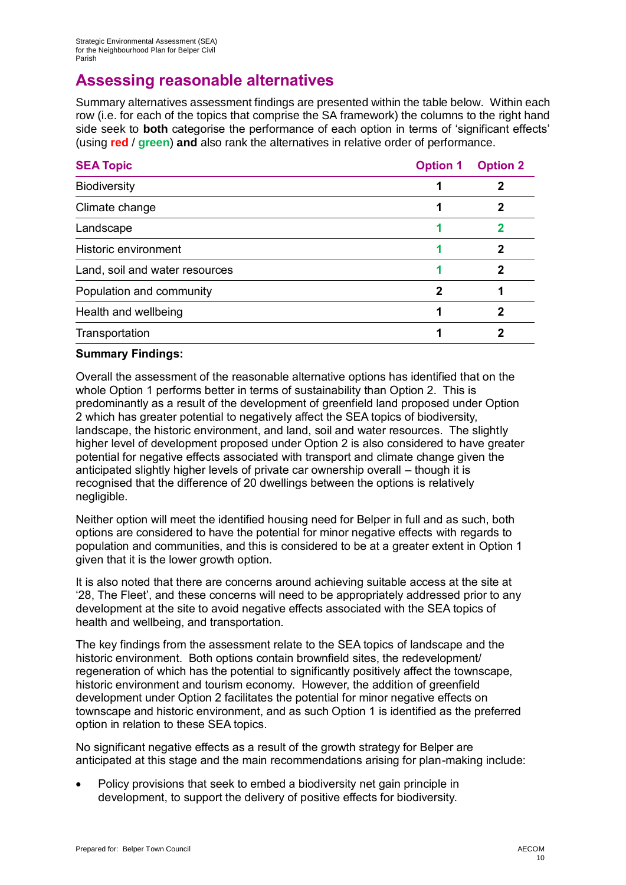## Assessing reasonable alternatives

Summary alternatives assessment findings are presented within the table below. Within each row (i.e. for each of the topics that comprise the SA framework) the columns to the right hand side seek to **both** categorise the performance of each option in terms of 'significant effects' (using **red** / **green**) **and** also rank the alternatives in relative order of performance.

| SEA Topic | Option 1 | Option 2 |
|---|---|---|
| Biodiversity | 1 | 2 |
| Climate change | 1 | 2 |
| Landscape | 1 | 2 |
| Historic environment | 1 | 2 |
| Land, soil and water resources | 1 | 2 |
| Population and community | 2 | 1 |
| Health and wellbeing | 1 | 2 |
| Transportation | 1 | 2 |

**Summary Findings:**

Overall the assessment of the reasonable alternative options has identified that on the whole Option 1 performs better in terms of sustainability than Option 2. This is predominantly as a result of the development of greenfield land proposed under Option 2 which has greater potential to negatively affect the SEA topics of biodiversity, landscape, the historic environment, and land, soil and water resources. The slightly higher level of development proposed under Option 2 is also considered to have greater potential for negative effects associated with transport and climate change given the anticipated slightly higher levels of private car ownership overall – though it is recognised that the difference of 20 dwellings between the options is relatively negligible.

Neither option will meet the identified housing need for Belper in full and as such, both options are considered to have the potential for minor negative effects with regards to population and communities, and this is considered to be at a greater extent in Option 1 given that it is the lower growth option.

It is also noted that there are concerns around achieving suitable access at the site at '28, The Fleet', and these concerns will need to be appropriately addressed prior to any development at the site to avoid negative effects associated with the SEA topics of health and wellbeing, and transportation.

The key findings from the assessment relate to the SEA topics of landscape and the historic environment. Both options contain brownfield sites, the redevelopment/ regeneration of which has the potential to significantly positively affect the townscape, historic environment and tourism economy. However, the addition of greenfield development under Option 2 facilitates the potential for minor negative effects on townscape and historic environment, and as such Option 1 is identified as the preferred option in relation to these SEA topics.

No significant negative effects as a result of the growth strategy for Belper are anticipated at this stage and the main recommendations arising for plan-making include:

- Policy provisions that seek to embed a biodiversity net gain principle in development, to support the delivery of positive effects for biodiversity.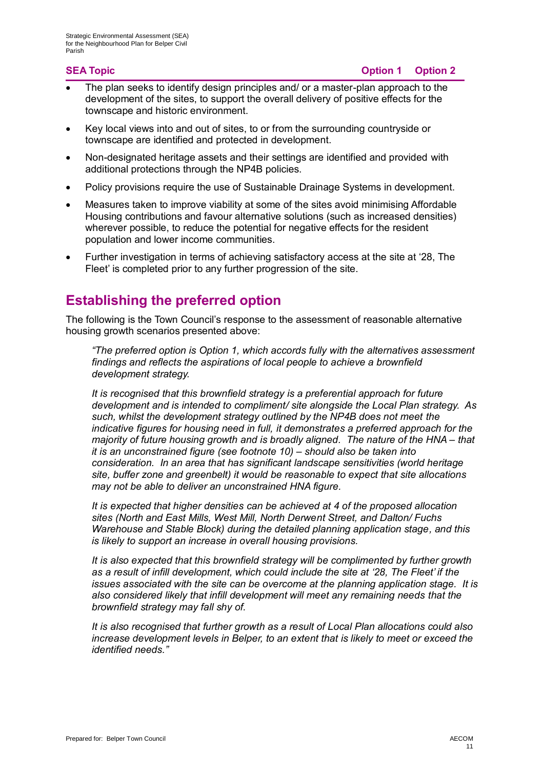| SEA Topic | Option 1 | Option 2 |
|---|---|---|

- The plan seeks to identify design principles and/ or a master-plan approach to the development of the sites, to support the overall delivery of positive effects for the townscape and historic environment.
- Key local views into and out of sites, to or from the surrounding countryside or townscape are identified and protected in development.
- Non-designated heritage assets and their settings are identified and provided with additional protections through the NP4B policies.
- Policy provisions require the use of Sustainable Drainage Systems in development.
- Measures taken to improve viability at some of the sites avoid minimising Affordable Housing contributions and favour alternative solutions (such as increased densities) wherever possible, to reduce the potential for negative effects for the resident population and lower income communities.
- Further investigation in terms of achieving satisfactory access at the site at '28, The Fleet' is completed prior to any further progression of the site.

## Establishing the preferred option

The following is the Town Council's response to the assessment of reasonable alternative housing growth scenarios presented above:

> *"The preferred option is Option 1, which accords fully with the alternatives assessment findings and reflects the aspirations of local people to achieve a brownfield development strategy.*
>
> *It is recognised that this brownfield strategy is a preferential approach for future development and is intended to compliment/ site alongside the Local Plan strategy. As such, whilst the development strategy outlined by the NP4B does not meet the indicative figures for housing need in full, it demonstrates a preferred approach for the majority of future housing growth and is broadly aligned. The nature of the HNA – that it is an unconstrained figure (see footnote 10) – should also be taken into consideration. In an area that has significant landscape sensitivities (world heritage site, buffer zone and greenbelt) it would be reasonable to expect that site allocations may not be able to deliver an unconstrained HNA figure.*
>
> *It is expected that higher densities can be achieved at 4 of the proposed allocation sites (North and East Mills, West Mill, North Derwent Street, and Dalton/ Fuchs Warehouse and Stable Block) during the detailed planning application stage, and this is likely to support an increase in overall housing provisions.*
>
> *It is also expected that this brownfield strategy will be complimented by further growth as a result of infill development, which could include the site at '28, The Fleet' if the issues associated with the site can be overcome at the planning application stage. It is also considered likely that infill development will meet any remaining needs that the brownfield strategy may fall shy of.*
>
> *It is also recognised that further growth as a result of Local Plan allocations could also increase development levels in Belper, to an extent that is likely to meet or exceed the identified needs."*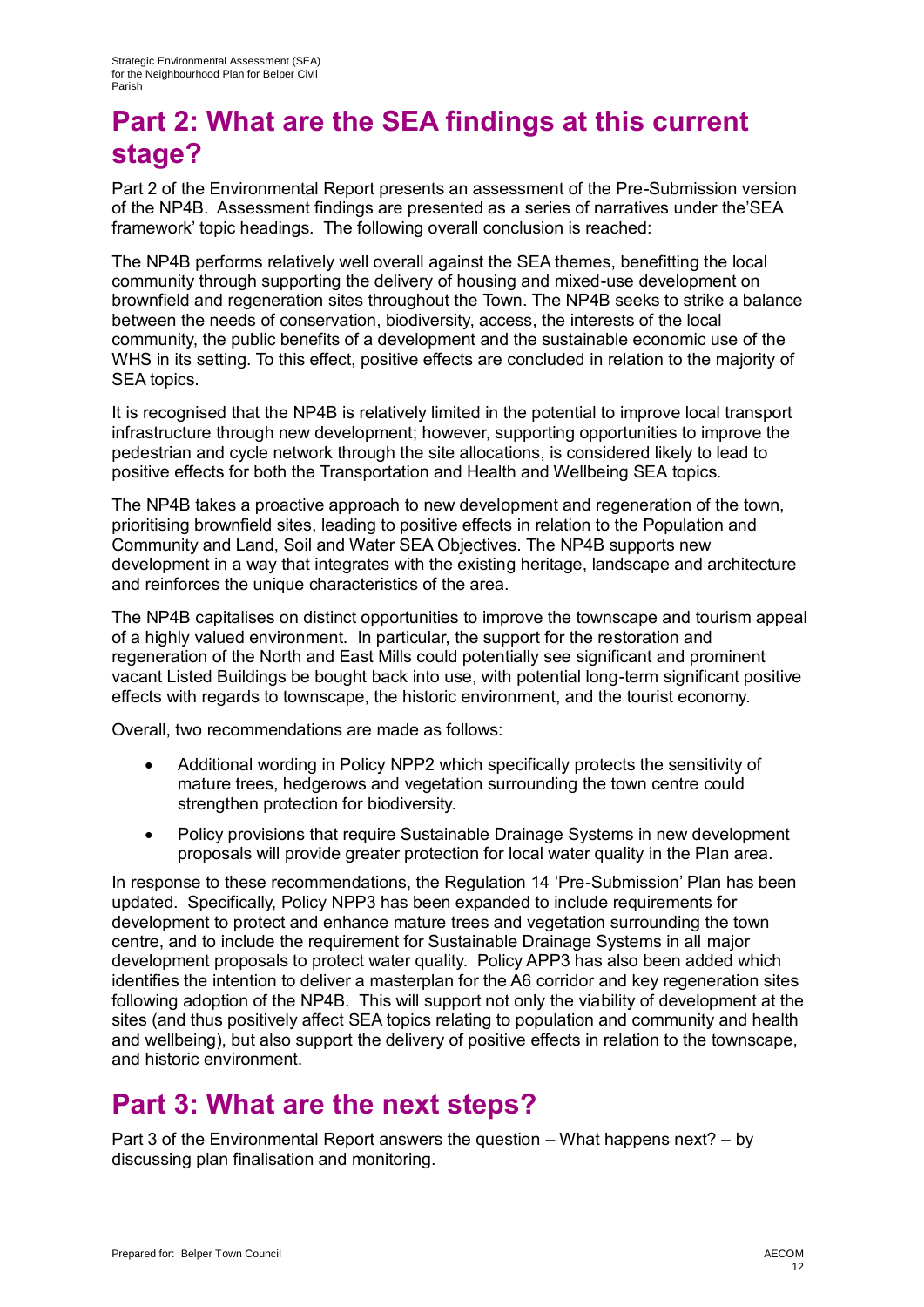# Part 2: What are the SEA findings at this current stage?

Part 2 of the Environmental Report presents an assessment of the Pre-Submission version of the NP4B. Assessment findings are presented as a series of narratives under the'SEA framework' topic headings. The following overall conclusion is reached:

The NP4B performs relatively well overall against the SEA themes, benefitting the local community through supporting the delivery of housing and mixed-use development on brownfield and regeneration sites throughout the Town. The NP4B seeks to strike a balance between the needs of conservation, biodiversity, access, the interests of the local community, the public benefits of a development and the sustainable economic use of the WHS in its setting. To this effect, positive effects are concluded in relation to the majority of SEA topics.

It is recognised that the NP4B is relatively limited in the potential to improve local transport infrastructure through new development; however, supporting opportunities to improve the pedestrian and cycle network through the site allocations, is considered likely to lead to positive effects for both the Transportation and Health and Wellbeing SEA topics.

The NP4B takes a proactive approach to new development and regeneration of the town, prioritising brownfield sites, leading to positive effects in relation to the Population and Community and Land, Soil and Water SEA Objectives. The NP4B supports new development in a way that integrates with the existing heritage, landscape and architecture and reinforces the unique characteristics of the area.

The NP4B capitalises on distinct opportunities to improve the townscape and tourism appeal of a highly valued environment. In particular, the support for the restoration and regeneration of the North and East Mills could potentially see significant and prominent vacant Listed Buildings be bought back into use, with potential long-term significant positive effects with regards to townscape, the historic environment, and the tourist economy.

Overall, two recommendations are made as follows:

- Additional wording in Policy NPP2 which specifically protects the sensitivity of mature trees, hedgerows and vegetation surrounding the town centre could strengthen protection for biodiversity.
- Policy provisions that require Sustainable Drainage Systems in new development proposals will provide greater protection for local water quality in the Plan area.

In response to these recommendations, the Regulation 14 'Pre-Submission' Plan has been updated. Specifically, Policy NPP3 has been expanded to include requirements for development to protect and enhance mature trees and vegetation surrounding the town centre, and to include the requirement for Sustainable Drainage Systems in all major development proposals to protect water quality. Policy APP3 has also been added which identifies the intention to deliver a masterplan for the A6 corridor and key regeneration sites following adoption of the NP4B. This will support not only the viability of development at the sites (and thus positively affect SEA topics relating to population and community and health and wellbeing), but also support the delivery of positive effects in relation to the townscape, and historic environment.

# Part 3: What are the next steps?

Part 3 of the Environmental Report answers the question – What happens next? – by discussing plan finalisation and monitoring.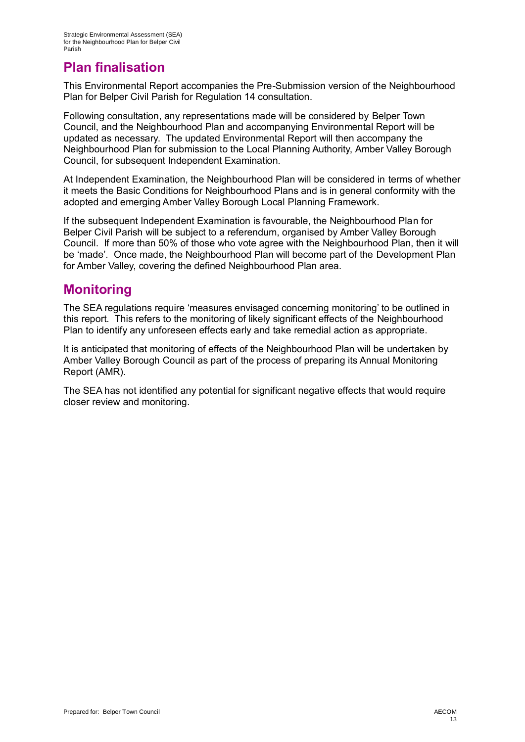## Plan finalisation

This Environmental Report accompanies the Pre-Submission version of the Neighbourhood Plan for Belper Civil Parish for Regulation 14 consultation.

Following consultation, any representations made will be considered by Belper Town Council, and the Neighbourhood Plan and accompanying Environmental Report will be updated as necessary. The updated Environmental Report will then accompany the Neighbourhood Plan for submission to the Local Planning Authority, Amber Valley Borough Council, for subsequent Independent Examination.

At Independent Examination, the Neighbourhood Plan will be considered in terms of whether it meets the Basic Conditions for Neighbourhood Plans and is in general conformity with the adopted and emerging Amber Valley Borough Local Planning Framework.

If the subsequent Independent Examination is favourable, the Neighbourhood Plan for Belper Civil Parish will be subject to a referendum, organised by Amber Valley Borough Council. If more than 50% of those who vote agree with the Neighbourhood Plan, then it will be 'made'. Once made, the Neighbourhood Plan will become part of the Development Plan for Amber Valley, covering the defined Neighbourhood Plan area.

## Monitoring

The SEA regulations require 'measures envisaged concerning monitoring' to be outlined in this report. This refers to the monitoring of likely significant effects of the Neighbourhood Plan to identify any unforeseen effects early and take remedial action as appropriate.

It is anticipated that monitoring of effects of the Neighbourhood Plan will be undertaken by Amber Valley Borough Council as part of the process of preparing its Annual Monitoring Report (AMR).

The SEA has not identified any potential for significant negative effects that would require closer review and monitoring.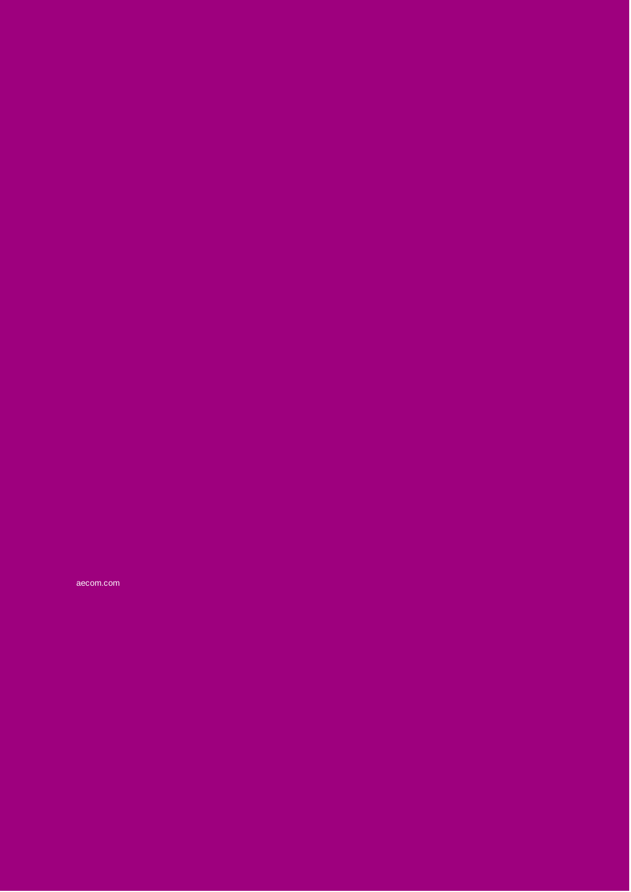aecom.com